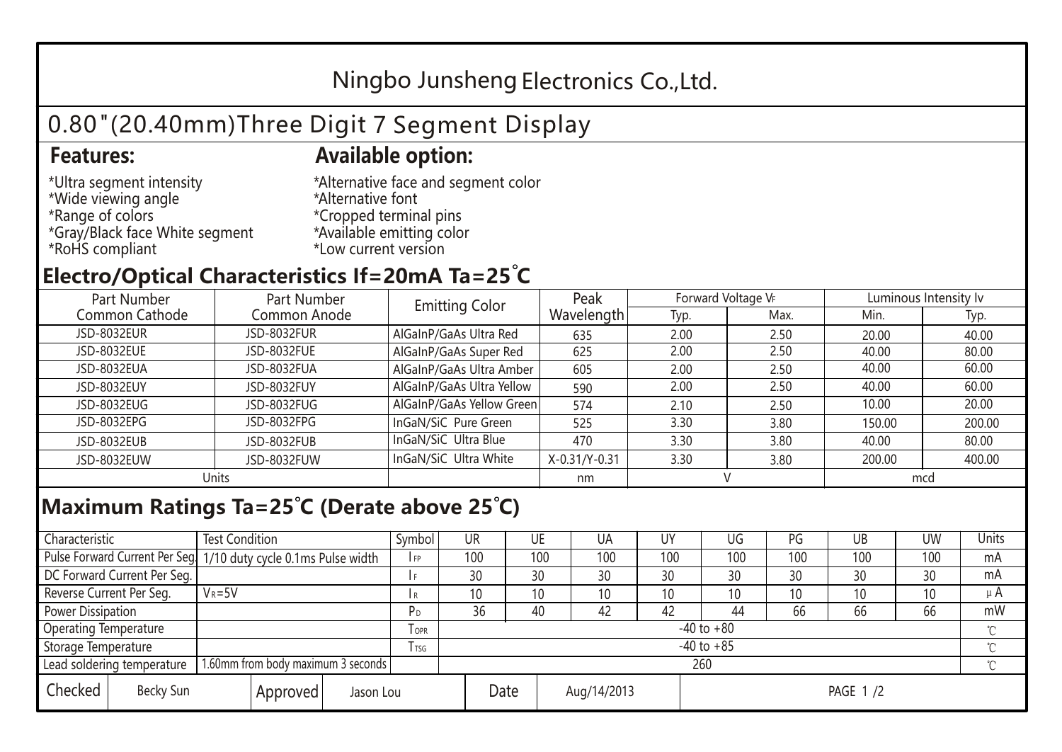# Ningbo Junsheng Electronics Co.,Ltd.

## 0.80"(20.40mm)Three Digit 7 Segment Display

**Features:**

*Ultra segment intensity
*Wide viewing angle
*Range of colors
*Gray/Black face White segment
*RoHS compliant

**Available option:**

*Alternative face and segment color
*Alternative font
*Cropped terminal pins
*Available emitting color
*Low current version

## Electro/Optical Characteristics If=20mA Ta=25°C

| Part Number Common Cathode | Part Number Common Anode | Emitting Color | Peak Wavelength | Forward Voltage $V_F$ | | Luminous Intensity Iv | |
|---|---|---|---|---|---|---|---|
| | | | | Typ. | Max. | Min. | Typ. |
| JSD-8032EUR | JSD-8032FUR | AlGaInP/GaAs Ultra Red | 635 | 2.00 | 2.50 | 20.00 | 40.00 |
| JSD-8032EUE | JSD-8032FUE | AlGaInP/GaAs Super Red | 625 | 2.00 | 2.50 | 40.00 | 80.00 |
| JSD-8032EUA | JSD-8032FUA | AlGaInP/GaAs Ultra Amber | 605 | 2.00 | 2.50 | 40.00 | 60.00 |
| JSD-8032EUY | JSD-8032FUY | AlGaInP/GaAs Ultra Yellow | 590 | 2.00 | 2.50 | 40.00 | 60.00 |
| JSD-8032EUG | JSD-8032FUG | AlGaInP/GaAs Yellow Green | 574 | 2.10 | 2.50 | 10.00 | 20.00 |
| JSD-8032EPG | JSD-8032FPG | InGaN/SiC Pure Green | 525 | 3.30 | 3.80 | 150.00 | 200.00 |
| JSD-8032EUB | JSD-8032FUB | InGaN/SiC Ultra Blue | 470 | 3.30 | 3.80 | 40.00 | 80.00 |
| JSD-8032EUW | JSD-8032FUW | InGaN/SiC Ultra White | X-0.31/Y-0.31 | 3.30 | 3.80 | 200.00 | 400.00 |
| Units | | | nm | V | | mcd | |

## Maximum Ratings Ta=25°C (Derate above 25°C)

| Characteristic | Test Condition | Symbol | UR | UE | UA | UY | UG | PG | UB | UW | Units |
|---|---|---|---|---|---|---|---|---|---|---|---|
| Pulse Forward Current Per Seg. | 1/10 duty cycle 0.1ms Pulse width | $I_{FP}$ | 100 | 100 | 100 | 100 | 100 | 100 | 100 | 100 | mA |
| DC Forward Current Per Seg. | | $I_F$ | 30 | 30 | 30 | 30 | 30 | 30 | 30 | 30 | mA |
| Reverse Current Per Seg. | $V_R$=5V | $I_R$ | 10 | 10 | 10 | 10 | 10 | 10 | 10 | 10 | μA |
| Power Dissipation | | $P_D$ | 36 | 40 | 42 | 42 | 44 | 66 | 66 | 66 | mW |
| Operating Temperature | | $T_{OPR}$ | -40 to +80 | | | | | | | | ℃ |
| Storage Temperature | | $T_{TSG}$ | -40 to +85 | | | | | | | | ℃ |
| Lead soldering temperature | 1.60mm from body maximum 3 seconds | | 260 | | | | | | | | ℃ |

| Checked | Becky Sun | Approved | Jason Lou | Date | Aug/14/2013 | PAGE 1 /2 |
|---|---|---|---|---|---|---|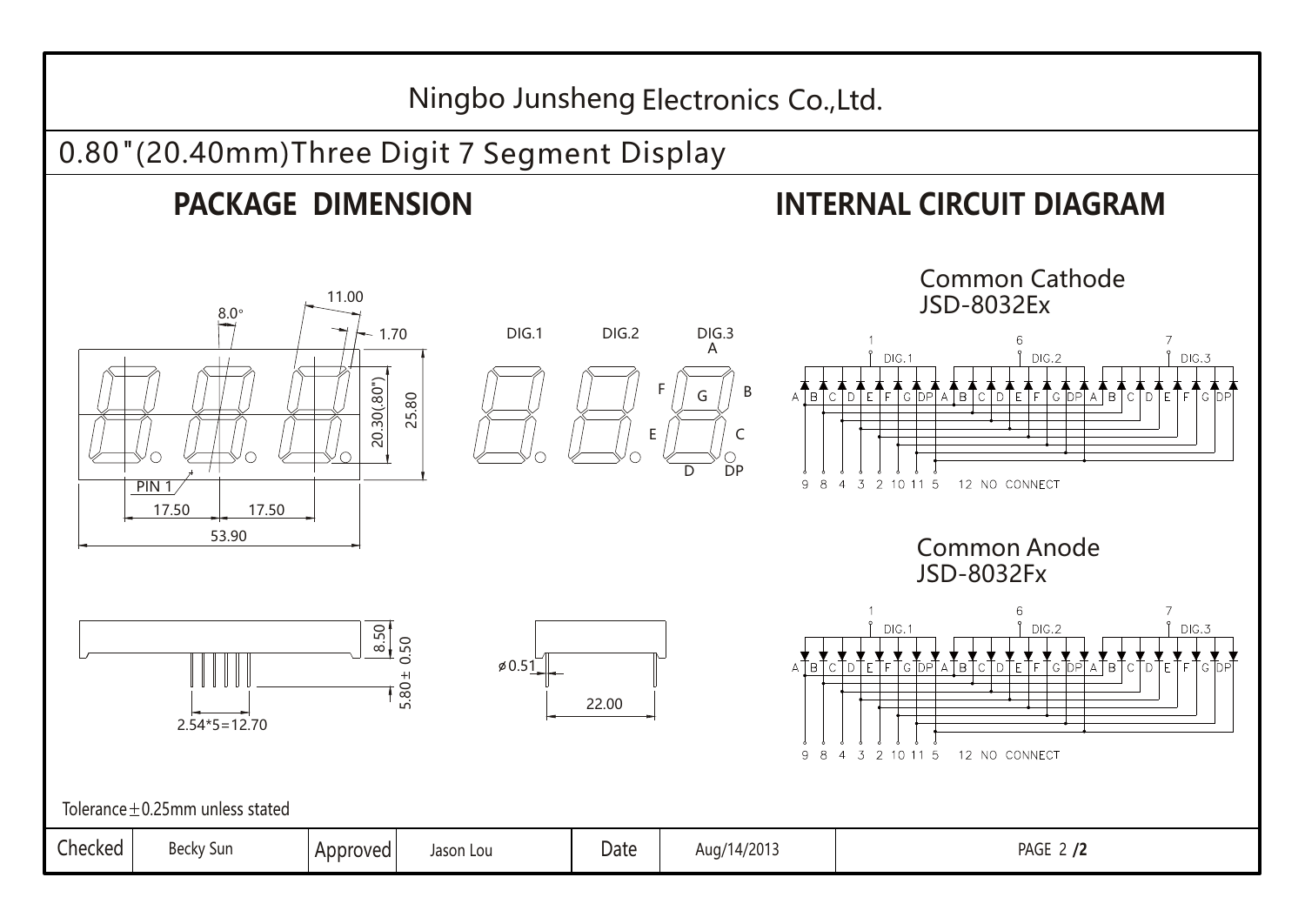Ningbo Junsheng Electronics Co.,Ltd.

## 0.80"(20.40mm)Three Digit 7 Segment Display

## PACKAGE DIMENSION

8.0°

11.00

1.70

20.30(.80")

25.80

PIN 1

17.50

17.50

53.90

DIG.1 DIG.2 DIG.3

A

F G B

E C

D DP

8.50

5.80 ± 0.50

2.54*5=12.70

ø0.51

22.00

Tolerance ± 0.25mm unless stated

## INTERNAL CIRCUIT DIAGRAM

### Common Cathode
JSD-8032Ex

1 DIG.1 6 DIG.2 7 DIG.3

A B C D E F G DP A B C D E F G DP A B C D E F G DP

9 8 4 3 2 10 11 5 12 NO CONNECT

### Common Anode
JSD-8032Fx

1 DIG.1 6 DIG.2 7 DIG.3

A B C D E F G DP A B C D E F G DP A B C D E F G DP

9 8 4 3 2 10 11 5 12 NO CONNECT

| Checked | Becky Sun | Approved | Jason Lou | Date | Aug/14/2013 | PAGE 2 /2 |
|---|---|---|---|---|---|---|